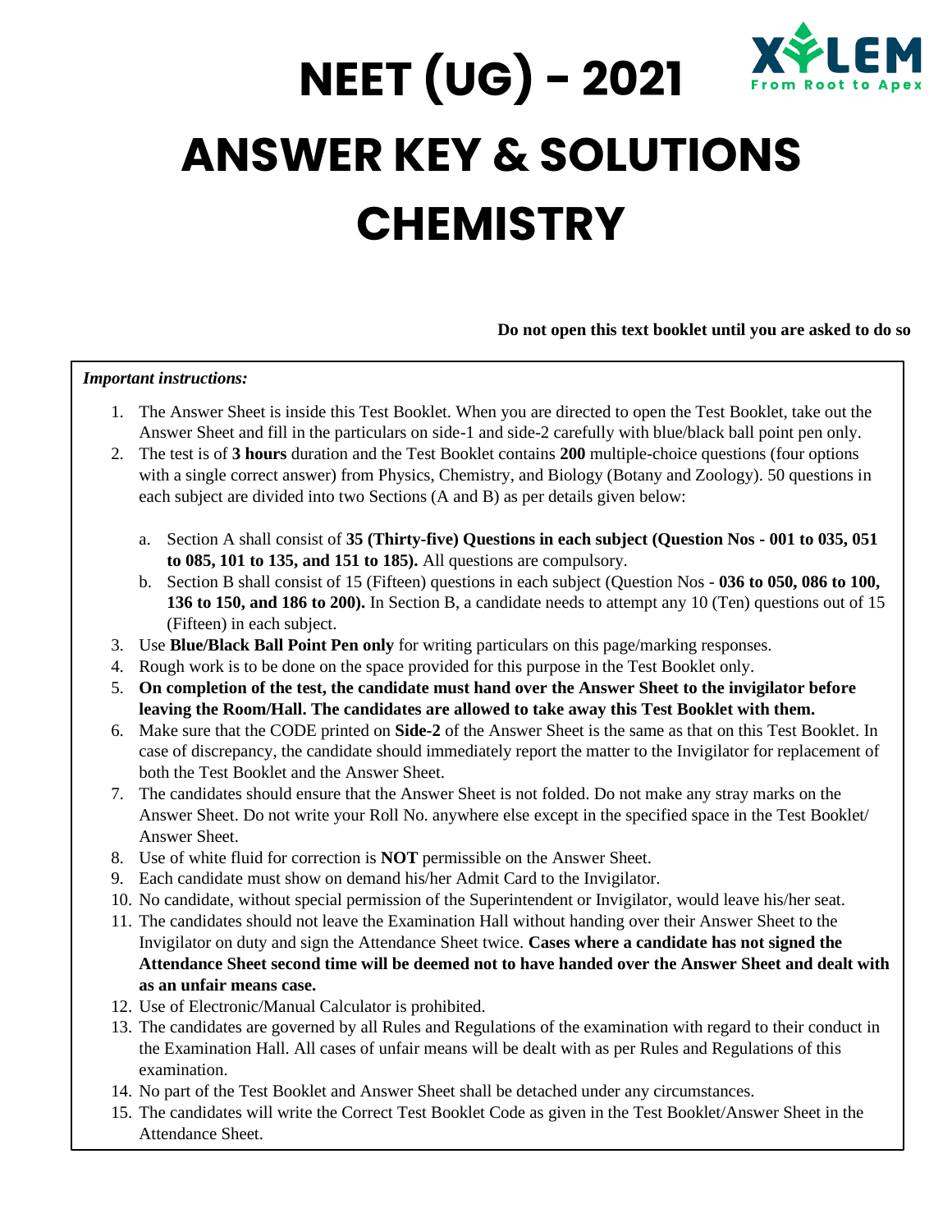# NEET (UG) - 2021

XYLEM
From Root to Apex

# ANSWER KEY & SOLUTIONS

# CHEMISTRY

**Do not open this text booklet until you are asked to do so**

*Important instructions:*

1. The Answer Sheet is inside this Test Booklet. When you are directed to open the Test Booklet, take out the Answer Sheet and fill in the particulars on side-1 and side-2 carefully with blue/black ball point pen only.
2. The test is of **3 hours** duration and the Test Booklet contains **200** multiple-choice questions (four options with a single correct answer) from Physics, Chemistry, and Biology (Botany and Zoology). 50 questions in each subject are divided into two Sections (A and B) as per details given below:
   a. Section A shall consist of **35 (Thirty-five) Questions in each subject (Question Nos - 001 to 035, 051 to 085, 101 to 135, and 151 to 185).** All questions are compulsory.
   b. Section B shall consist of 15 (Fifteen) questions in each subject (Question Nos - **036 to 050, 086 to 100, 136 to 150, and 186 to 200).** In Section B, a candidate needs to attempt any 10 (Ten) questions out of 15 (Fifteen) in each subject.
3. Use **Blue/Black Ball Point Pen only** for writing particulars on this page/marking responses.
4. Rough work is to be done on the space provided for this purpose in the Test Booklet only.
5. **On completion of the test, the candidate must hand over the Answer Sheet to the invigilator before leaving the Room/Hall. The candidates are allowed to take away this Test Booklet with them.**
6. Make sure that the CODE printed on **Side-2** of the Answer Sheet is the same as that on this Test Booklet. In case of discrepancy, the candidate should immediately report the matter to the Invigilator for replacement of both the Test Booklet and the Answer Sheet.
7. The candidates should ensure that the Answer Sheet is not folded. Do not make any stray marks on the Answer Sheet. Do not write your Roll No. anywhere else except in the specified space in the Test Booklet/ Answer Sheet.
8. Use of white fluid for correction is **NOT** permissible on the Answer Sheet.
9. Each candidate must show on demand his/her Admit Card to the Invigilator.
10. No candidate, without special permission of the Superintendent or Invigilator, would leave his/her seat.
11. The candidates should not leave the Examination Hall without handing over their Answer Sheet to the Invigilator on duty and sign the Attendance Sheet twice. **Cases where a candidate has not signed the Attendance Sheet second time will be deemed not to have handed over the Answer Sheet and dealt with as an unfair means case.**
12. Use of Electronic/Manual Calculator is prohibited.
13. The candidates are governed by all Rules and Regulations of the examination with regard to their conduct in the Examination Hall. All cases of unfair means will be dealt with as per Rules and Regulations of this examination.
14. No part of the Test Booklet and Answer Sheet shall be detached under any circumstances.
15. The candidates will write the Correct Test Booklet Code as given in the Test Booklet/Answer Sheet in the Attendance Sheet.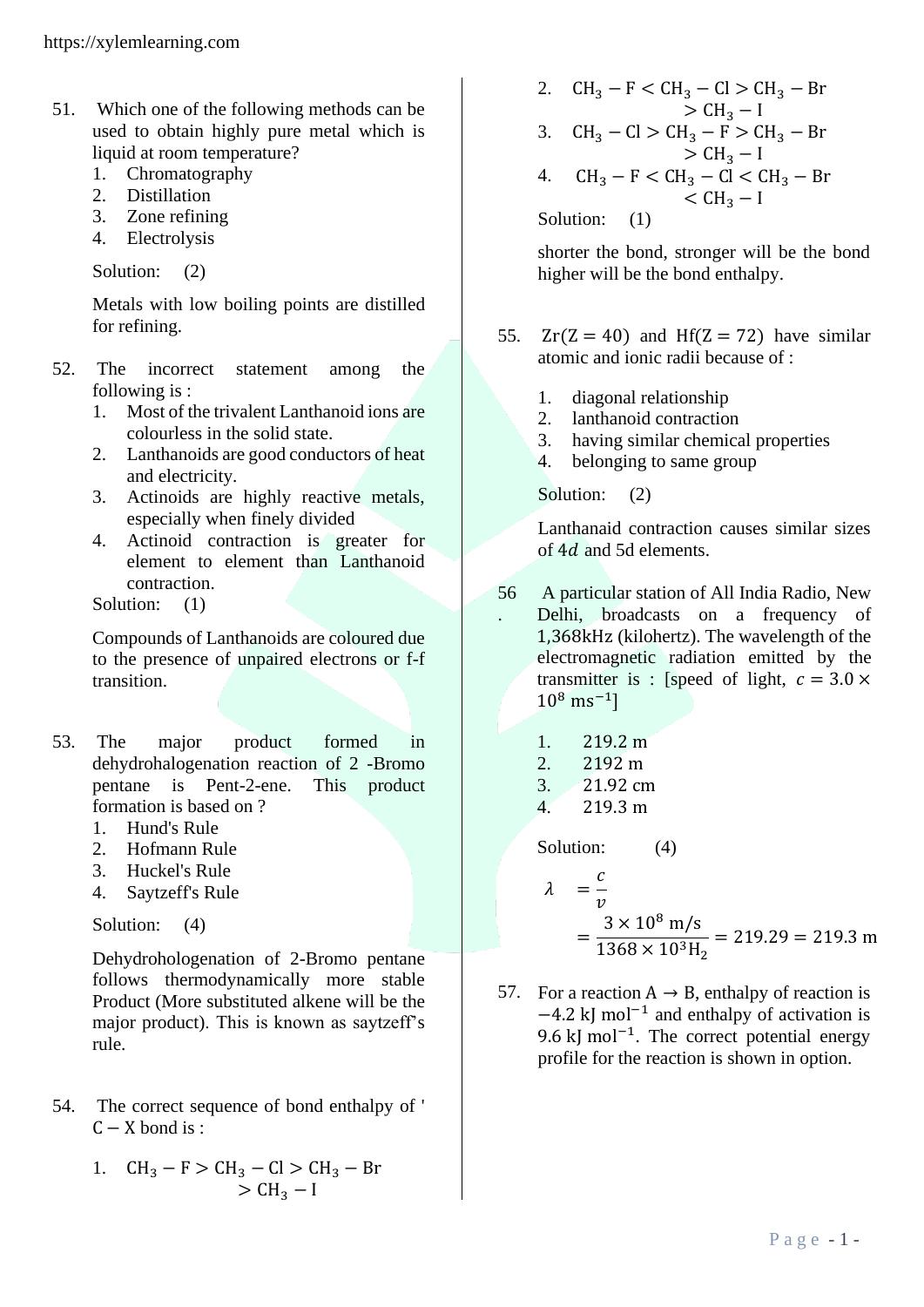51. Which one of the following methods can be used to obtain highly pure metal which is liquid at room temperature?
   1. Chromatography
   2. Distillation
   3. Zone refining
   4. Electrolysis

   Solution: (2)

   Metals with low boiling points are distilled for refining.

52. The incorrect statement among the following is :
   1. Most of the trivalent Lanthanoid ions are colourless in the solid state.
   2. Lanthanoids are good conductors of heat and electricity.
   3. Actinoids are highly reactive metals, especially when finely divided
   4. Actinoid contraction is greater for element to element than Lanthanoid contraction.

   Solution: (1)

   Compounds of Lanthanoids are coloured due to the presence of unpaired electrons or f-f transition.

53. The major product formed in dehydrohalogenation reaction of 2 -Bromo pentane is Pent-2-ene. This product formation is based on ?
   1. Hund's Rule
   2. Hofmann Rule
   3. Huckel's Rule
   4. Saytzeff's Rule

   Solution: (4)

   Dehydrohologenation of 2-Bromo pentane follows thermodynamically more stable Product (More substituted alkene will be the major product). This is known as saytzeff's rule.

54. The correct sequence of bond enthalpy of ' $C-X$ bond is :
   1. $CH_3-F > CH_3-Cl > CH_3-Br > CH_3-I$
   2. $CH_3-F < CH_3-Cl > CH_3-Br > CH_3-I$
   3. $CH_3-Cl > CH_3-F > CH_3-Br > CH_3-I$
   4. $CH_3-F < CH_3-Cl < CH_3-Br < CH_3-I$

   Solution: (1)

   shorter the bond, stronger will be the bond higher will be the bond enthalpy.

55. $Zr(Z=40)$ and $Hf(Z=72)$ have similar atomic and ionic radii because of :
   1. diagonal relationship
   2. lanthanoid contraction
   3. having similar chemical properties
   4. belonging to same group

   Solution: (2)

   Lanthanaid contraction causes similar sizes of $4d$ and 5d elements.

56. A particular station of All India Radio, New Delhi, broadcasts on a frequency of 1,368kHz (kilohertz). The wavelength of the electromagnetic radiation emitted by the transmitter is : [speed of light, $c=3.0\times 10^8\ ms^{-1}$]
   1. 219.2 m
   2. 2192 m
   3. 21.92 cm
   4. 219.3 m

   Solution: (4)

$$\lambda = \frac{c}{v} = \frac{3\times 10^8\ m/s}{1368\times 10^3 H_2} = 219.29 = 219.3\ m$$

57. For a reaction $A \rightarrow B$, enthalpy of reaction is $-4.2\ kJ\ mol^{-1}$ and enthalpy of activation is $9.6\ kJ\ mol^{-1}$. The correct potential energy profile for the reaction is shown in option.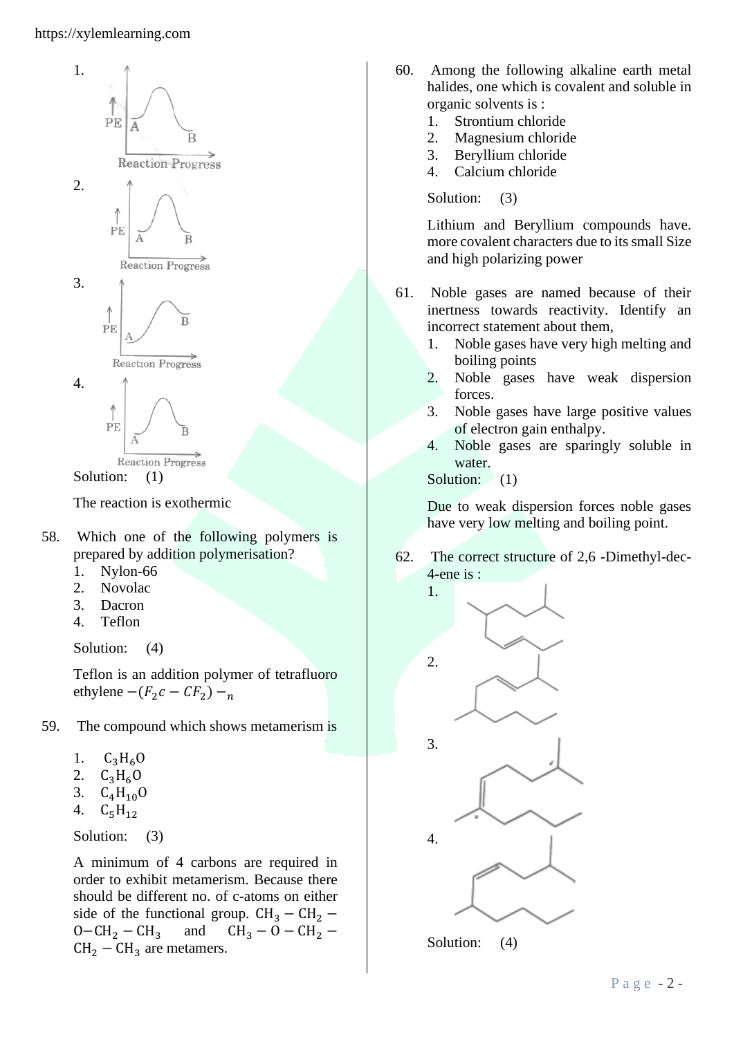1.

2.

3.

4.

Solution: (1)

The reaction is exothermic

58. Which one of the following polymers is prepared by addition polymerisation?

1. Nylon-66
2. Novolac
3. Dacron
4. Teflon

Solution: (4)

Teflon is an addition polymer of tetrafluoro ethylene $-(F_2c - CF_2) -_n$

59. The compound which shows metamerism is

1. $C_3H_6O$
2. $C_3H_6O$
3. $C_4H_{10}O$
4. $C_5H_{12}$

Solution: (3)

A minimum of 4 carbons are required in order to exhibit metamerism. Because there should be different no. of c-atoms on either side of the functional group. $CH_3 - CH_2 - O - CH_2 - CH_3$ and $CH_3 - O - CH_2 - CH_2 - CH_3$ are metamers.

60. Among the following alkaline earth metal halides, one which is covalent and soluble in organic solvents is :

1. Strontium chloride
2. Magnesium chloride
3. Beryllium chloride
4. Calcium chloride

Solution: (3)

Lithium and Beryllium compounds have. more covalent characters due to its small Size and high polarizing power

61. Noble gases are named because of their inertness towards reactivity. Identify an incorrect statement about them,

1. Noble gases have very high melting and boiling points
2. Noble gases have weak dispersion forces.
3. Noble gases have large positive values of electron gain enthalpy.
4. Noble gases are sparingly soluble in water.

Solution: (1)

Due to weak dispersion forces noble gases have very low melting and boiling point.

62. The correct structure of 2,6 -Dimethyl-dec-4-ene is :

1.

2.

3.

4.

Solution: (4)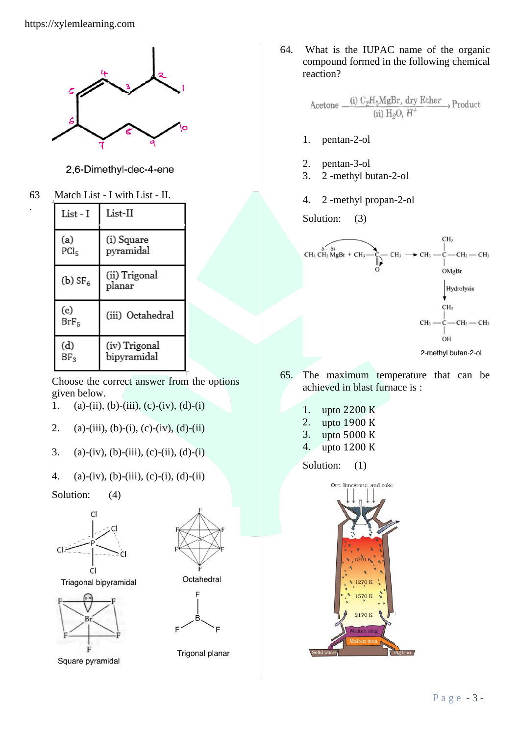2,6-Dimethyl-dec-4-ene

63. Match List - I with List - II.

| List - I | List-II |
|---|---|
| (a) $PCl_5$ | (i) Square pyramidal |
| (b) $SF_6$ | (ii) Trigonal planar |
| (c) $BrF_5$ | (iii) Octahedral |
| (d) $BF_3$ | (iv) Trigonal bipyramidal |

Choose the correct answer from the options given below.

1. (a)-(ii), (b)-(iii), (c)-(iv), (d)-(i)
2. (a)-(iii), (b)-(i), (c)-(iv), (d)-(ii)
3. (a)-(iv), (b)-(iii), (c)-(ii), (d)-(i)
4. (a)-(iv), (b)-(iii), (c)-(i), (d)-(ii)

Solution: (4)

Triagonal bipyramidal

Octahedral

Square pyramidal

Trigonal planar

64. What is the IUPAC name of the organic compound formed in the following chemical reaction?

$$\text{Acetone} \xrightarrow[\text{(ii) } H_2O,\ H^+]{\text{(i) } C_2H_5MgBr,\text{ dry Ether}} \text{Product}$$

1. pentan-2-ol
2. pentan-3-ol
3. 2 -methyl butan-2-ol
4. 2 -methyl propan-2-ol

Solution: (3)

2-methyl butan-2-ol

65. The maximum temperature that can be achieved in blast furnace is :

1. upto 2200 K
2. upto 1900 K
3. upto 5000 K
4. upto 1200 K

Solution: (1)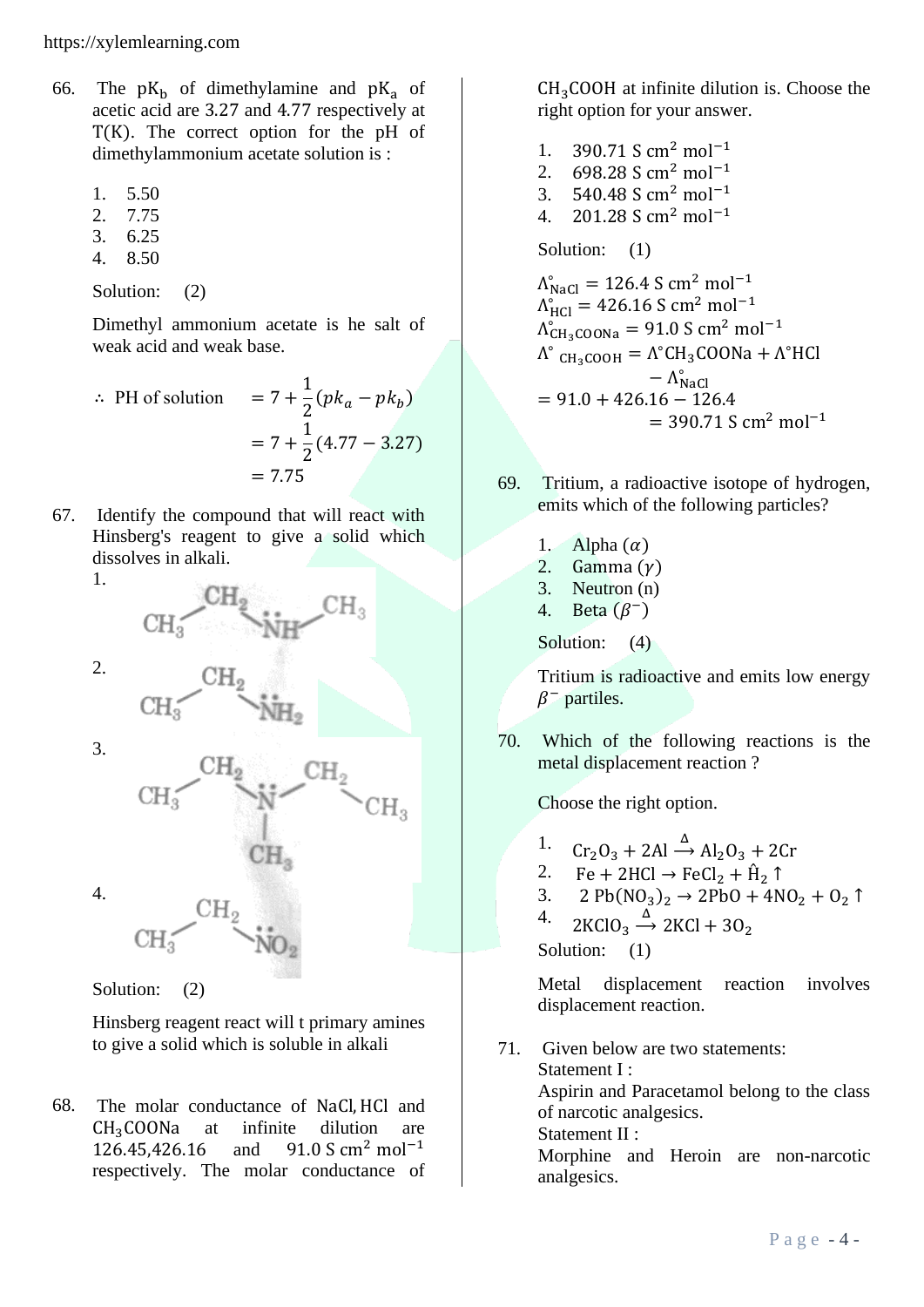66. The $pK_b$ of dimethylamine and $pK_a$ of acetic acid are 3.27 and 4.77 respectively at T(K). The correct option for the pH of dimethylammonium acetate solution is :

1. 5.50
2. 7.75
3. 6.25
4. 8.50

Solution: (2)

Dimethyl ammonium acetate is he salt of weak acid and weak base.

$$\therefore \text{ PH of solution } = 7 + \frac{1}{2}(pk_a - pk_b)$$

$$= 7 + \frac{1}{2}(4.77 - 3.27)$$

$$= 7.75$$

67. Identify the compound that will react with Hinsberg's reagent to give a solid which dissolves in alkali.

1. $CH_3-CH_2-\ddot{N}H-CH_3$
2. $CH_3-CH_2-\ddot{N}H_2$
3. $CH_3-CH_2-\ddot{N}(CH_3)-CH_2-CH_3$
4. $CH_3-CH_2-\ddot{N}O_2$

Solution: (2)

Hinsberg reagent react will t primary amines to give a solid which is soluble in alkali

68. The molar conductance of NaCl, HCl and $CH_3COONa$ at infinite dilution are 126.45, 426.16 and 91.0 $S\ cm^2\ mol^{-1}$ respectively. The molar conductance of $CH_3COOH$ at infinite dilution is. Choose the right option for your answer.

1. 390.71 $S\ cm^2\ mol^{-1}$
2. 698.28 $S\ cm^2\ mol^{-1}$
3. 540.48 $S\ cm^2\ mol^{-1}$
4. 201.28 $S\ cm^2\ mol^{-1}$

Solution: (1)

$\Lambda^\circ_{NaCl} = 126.4\ S\ cm^2\ mol^{-1}$

$\Lambda^\circ_{HCl} = 426.16\ S\ cm^2\ mol^{-1}$

$\Lambda^\circ_{CH_3COONa} = 91.0\ S\ cm^2\ mol^{-1}$

$$\Lambda^\circ_{CH_3COOH} = \Lambda^\circ CH_3COONa + \Lambda^\circ HCl - \Lambda^\circ_{NaCl}$$

$$= 91.0 + 426.16 - 126.4$$

$$= 390.71\ S\ cm^2\ mol^{-1}$$

69. Tritium, a radioactive isotope of hydrogen, emits which of the following particles?

1. Alpha ($\alpha$)
2. Gamma ($\gamma$)
3. Neutron (n)
4. Beta ($\beta^-$)

Solution: (4)

Tritium is radioactive and emits low energy $\beta^-$ partiles.

70. Which of the following reactions is the metal displacement reaction ?

Choose the right option.

1. $Cr_2O_3 + 2Al \xrightarrow{\Delta} Al_2O_3 + 2Cr$
2. $Fe + 2HCl \rightarrow FeCl_2 + \hat{H}_2 \uparrow$
3. $2\ Pb(NO_3)_2 \rightarrow 2PbO + 4NO_2 + O_2 \uparrow$
4. $2KClO_3 \xrightarrow{\Delta} 2KCl + 3O_2$

Solution: (1)

Metal displacement reaction involves displacement reaction.

71. Given below are two statements:

Statement I :

Aspirin and Paracetamol belong to the class of narcotic analgesics.

Statement II :

Morphine and Heroin are non-narcotic analgesics.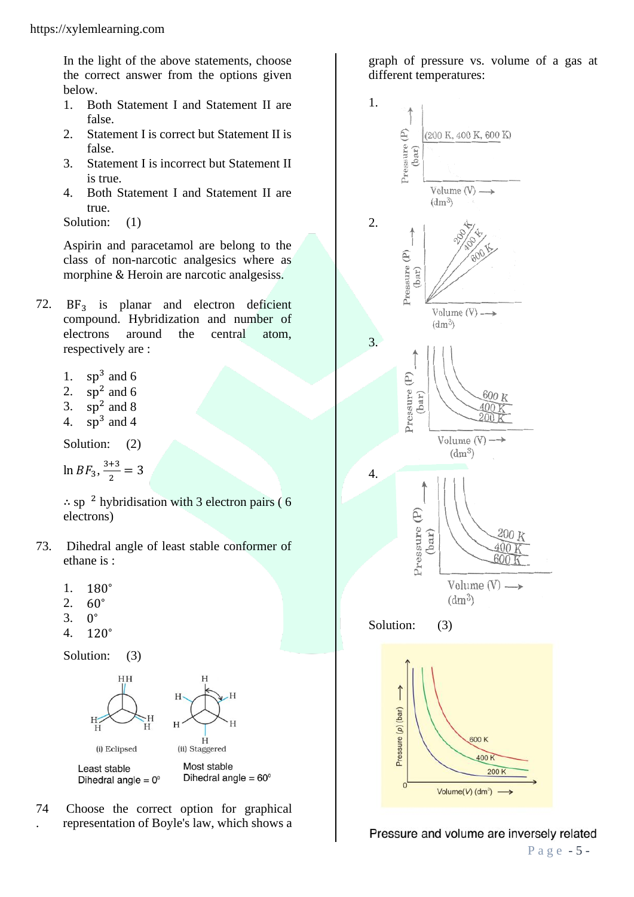In the light of the above statements, choose the correct answer from the options given below.

1. Both Statement I and Statement II are false.
2. Statement I is correct but Statement II is false.
3. Statement I is incorrect but Statement II is true.
4. Both Statement I and Statement II are true.

Solution: (1)

Aspirin and paracetamol are belong to the class of non-narcotic analgesics where as morphine & Heroin are narcotic analgesiss.

72. $BF_3$ is planar and electron deficient compound. Hybridization and number of electrons around the central atom, respectively are :

1. $sp^3$ and 6
2. $sp^2$ and 6
3. $sp^2$ and 8
4. $sp^3$ and 4

Solution: (2)

In $BF_3$, $\frac{3+3}{2} = 3$

∴ $sp^2$ hybridisation with 3 electron pairs ( 6 electrons)

73. Dihedral angle of least stable conformer of ethane is :

1. 180°
2. 60°
3. 0°
4. 120°

Solution: (3)

(i) Eclipsed (ii) Staggered

Least stable Dihedral angle = $0^0$

Most stable Dihedral angle = $60^0$

74. Choose the correct option for graphical representation of Boyle's law, which shows a graph of pressure vs. volume of a gas at different temperatures:

1. Pressure (P) (bar) vs Volume (V) (dm³) — (200 K, 400 K, 600 K)
2. Pressure (P) (bar) vs Volume (V) (dm³) — 200 K, 400 K, 600 K
3. Pressure (P) (bar) vs Volume (V) (dm³) — 600 K, 400 K, 200 K
4. Pressure (P) (bar) vs Volume (V) (dm³) — 200 K, 400 K, 600 K

Solution: (3)

Pressure (p) (bar) vs Volume(V) (dm³) — 600 K, 400 K, 200 K

Pressure and volume are inversely related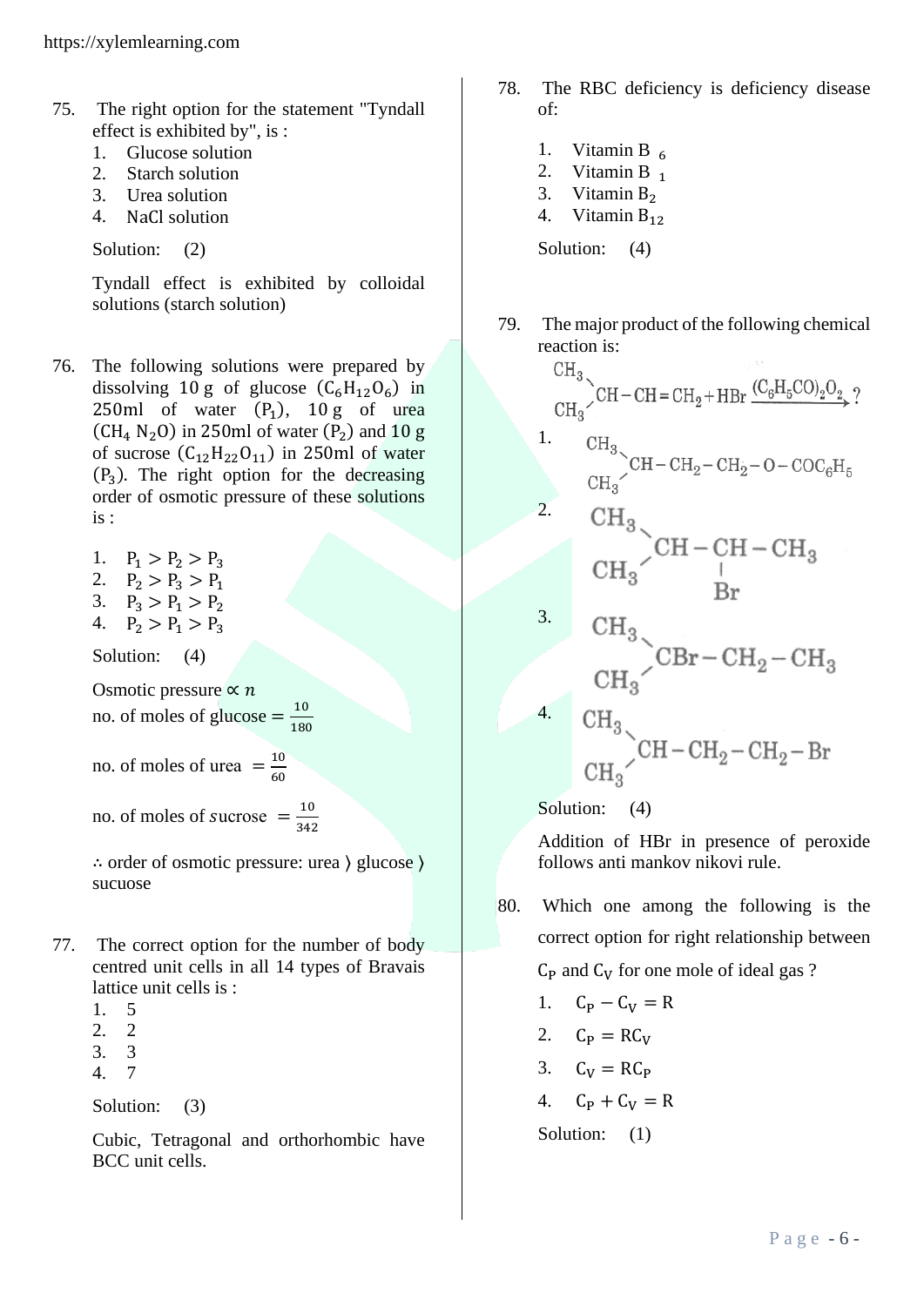75. The right option for the statement "Tyndall effect is exhibited by", is :
1. Glucose solution
2. Starch solution
3. Urea solution
4. NaCl solution

Solution: (2)

Tyndall effect is exhibited by colloidal solutions (starch solution)

76. The following solutions were prepared by dissolving 10 g of glucose $(C_6H_{12}O_6)$ in 250ml of water $(P_1)$, 10 g of urea $(CH_4N_2O)$ in 250ml of water $(P_2)$ and 10 g of sucrose $(C_{12}H_{22}O_{11})$ in 250ml of water $(P_3)$. The right option for the decreasing order of osmotic pressure of these solutions is :

1. $P_1 > P_2 > P_3$
2. $P_2 > P_3 > P_1$
3. $P_3 > P_1 > P_2$
4. $P_2 > P_1 > P_3$

Solution: (4)

Osmotic pressure $\propto n$

no. of moles of glucose $= \frac{10}{180}$

no. of moles of urea $= \frac{10}{60}$

no. of moles of sucrose $= \frac{10}{342}$

∴ order of osmotic pressure: urea ⟩ glucose ⟩ sucuose

77. The correct option for the number of body centred unit cells in all 14 types of Bravais lattice unit cells is :
1. 5
2. 2
3. 3
4. 7

Solution: (3)

Cubic, Tetragonal and orthorhombic have BCC unit cells.

78. The RBC deficiency is deficiency disease of:

1. Vitamin $B_6$
2. Vitamin $B_1$
3. Vitamin $B_2$
4. Vitamin $B_{12}$

Solution: (4)

79. The major product of the following chemical reaction is:

$(CH_3)_2CH-CH=CH_2 + HBr \xrightarrow{(C_6H_5CO)_2O_2} ?$

1. $(CH_3)_2CH-CH_2-CH_2-O-COC_6H_5$
2. $(CH_3)_2CH-CH(Br)-CH_3$
3. $(CH_3)_2CBr-CH_2-CH_3$
4. $(CH_3)_2CH-CH_2-CH_2-Br$

Solution: (4)

Addition of HBr in presence of peroxide follows anti mankov nikovi rule.

80. Which one among the following is the correct option for right relationship between $C_P$ and $C_V$ for one mole of ideal gas ?

1. $C_P - C_V = R$
2. $C_P = RC_V$
3. $C_V = RC_P$
4. $C_P + C_V = R$

Solution: (1)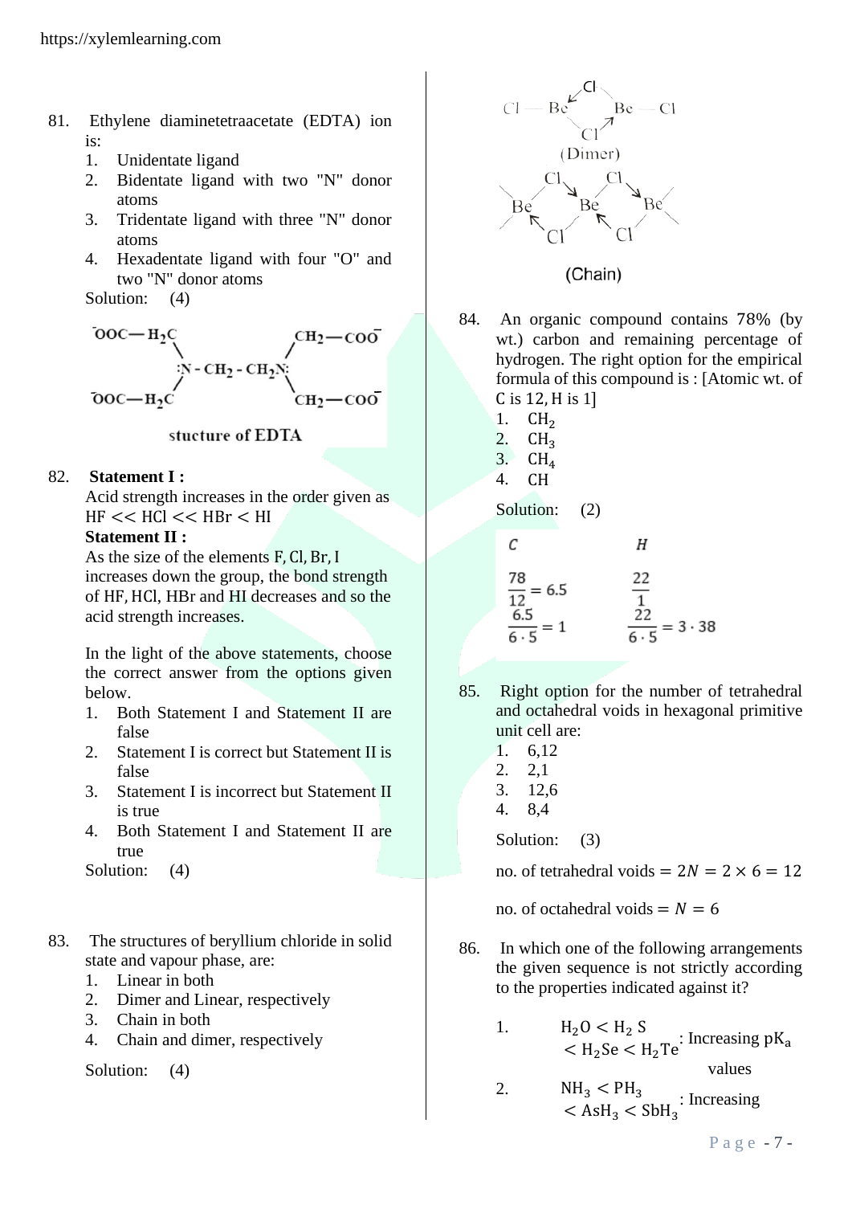81. Ethylene diaminetetraacetate (EDTA) ion is:

1. Unidentate ligand
2. Bidentate ligand with two "N" donor atoms
3. Tridentate ligand with three "N" donor atoms
4. Hexadentate ligand with four "O" and two "N" donor atoms

Solution: (4)

$$\begin{matrix} {}^{-}OOC-H_2C & & CH_2-COO^{-} \\ & \ddot{N}-CH_2-CH_2\ddot{N} & \\ {}^{-}OOC-H_2C & & CH_2-COO^{-} \end{matrix}$$

stucture of EDTA

82. **Statement I :**
Acid strength increases in the order given as HF << HCl << HBr < HI
**Statement II :**
As the size of the elements F, Cl, Br, I increases down the group, the bond strength of HF, HCl, HBr and HI decreases and so the acid strength increases.

In the light of the above statements, choose the correct answer from the options given below.

1. Both Statement I and Statement II are false
2. Statement I is correct but Statement II is false
3. Statement I is incorrect but Statement II is true
4. Both Statement I and Statement II are true

Solution: (4)

83. The structures of beryllium chloride in solid state and vapour phase, are:

1. Linear in both
2. Dimer and Linear, respectively
3. Chain in both
4. Chain and dimer, respectively

Solution: (4)

Cl — Be(μ-Cl)$_2$Be — Cl

(Dimer)

—Be(μ-Cl)$_2$Be(μ-Cl)$_2$Be—

(Chain)

84. An organic compound contains 78% (by wt.) carbon and remaining percentage of hydrogen. The right option for the empirical formula of this compound is : [Atomic wt. of C is 12, H is 1]

1. $CH_2$
2. $CH_3$
3. $CH_4$
4. CH

Solution: (2)

| C | H |
|---|---|
| $\frac{78}{12} = 6.5$ | $\frac{22}{1}$ |
| $\frac{6.5}{6 \cdot 5} = 1$ | $\frac{22}{6 \cdot 5} = 3 \cdot 38$ |

85. Right option for the number of tetrahedral and octahedral voids in hexagonal primitive unit cell are:

1. 6,12
2. 2,1
3. 12,6
4. 8,4

Solution: (3)

no. of tetrahedral voids $= 2N = 2 \times 6 = 12$

no. of octahedral voids $= N = 6$

86. In which one of the following arrangements the given sequence is not strictly according to the properties indicated against it?

1. $H_2O < H_2S < H_2Se < H_2Te$ : Increasing $pK_a$ values
2. $NH_3 < PH_3 < AsH_3 < SbH_3$ : Increasing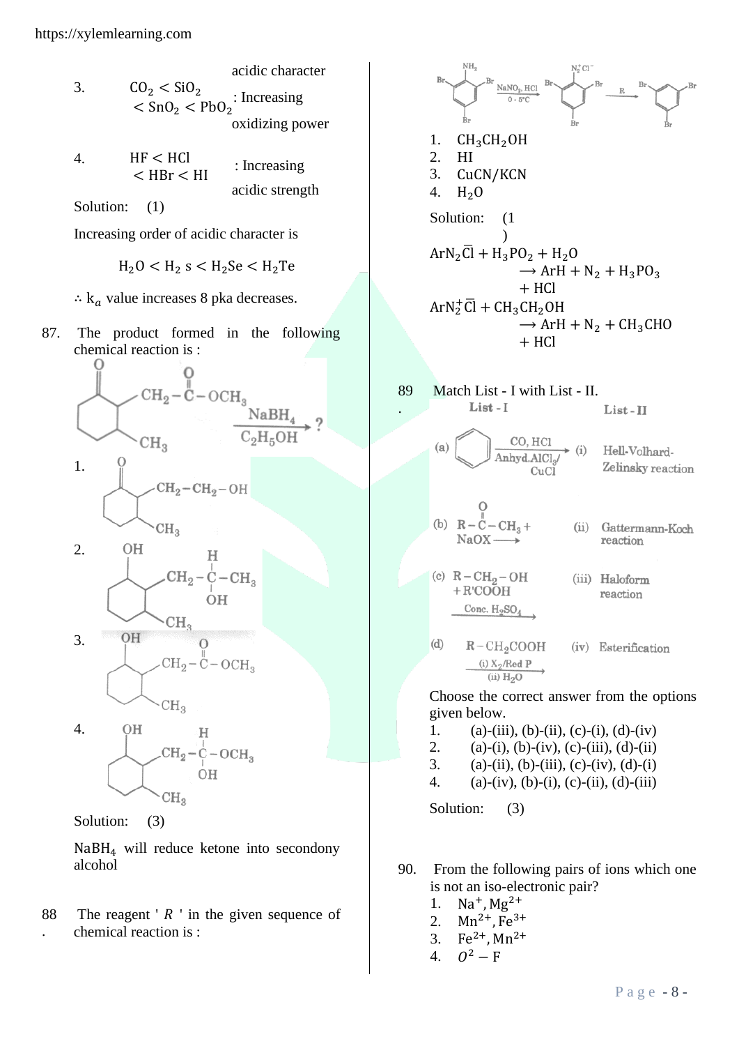| 3. | $CO_2 < SiO_2 < SnO_2 < PbO_2$ | acidic character : Increasing oxidizing power |
|---|---|---|
| 4. | $HF < HCl < HBr < HI$ | : Increasing acidic strength |

Solution: (1)

Increasing order of acidic character is

$$H_2O < H_2s < H_2Se < H_2Te$$

∴ $k_a$ value increases 8 pka decreases.

87. The product formed in the following chemical reaction is :

(2-(cyclohexanone) with $CH_2-C(=O)-OCH_3$ and $CH_3$ substituents) $\xrightarrow[C_2H_5OH]{NaBH_4}$ ?

1. (cyclohexanone with $CH_2-CH_2-OH$ and $CH_3$)
2. (cyclohexanol with $CH_2-CH(OH)-CH_3$ and $CH_3$)
3. (cyclohexanol with $CH_2-C(=O)-OCH_3$ and $CH_3$)
4. (cyclohexanol with $CH_2-CH(OH)-OCH_3$ and $CH_3$)

Solution: (3)

$NaBH_4$ will reduce ketone into secondony alcohol

88. The reagent ' $R$ ' in the given sequence of chemical reaction is :

(2,4,6-tribromoaniline) $\xrightarrow[0-5°C]{NaNO_2, HCl}$ (2,4,6-tribromobenzenediazonium chloride, $N_2^+Cl^-$) $\xrightarrow{R}$ (1,3,5-tribromobenzene)

1. $CH_3CH_2OH$
2. HI
3. CuCN/KCN
4. $H_2O$

Solution: (1)

$ArN_2\bar{C}l + H_3PO_2 + H_2O \longrightarrow ArH + N_2 + H_3PO_3 + HCl$

$ArN_2^+\bar{C}l + CH_3CH_2OH \longrightarrow ArH + N_2 + CH_3CHO + HCl$

89. Match List - I with List - II.

| List - I | List - II |
|---|---|
| (a) Benzene $\xrightarrow[\text{Anhyd.}AlCl_3/CuCl]{CO, HCl}$ | (i) Hell-Volhard-Zelinsky reaction |
| (b) $R-C(=O)-CH_3 + NaOX \longrightarrow$ | (ii) Gattermann-Koch reaction |
| (c) $R-CH_2-OH + R'COOH \xrightarrow{\text{Conc. }H_2SO_4}$ | (iii) Haloform reaction |
| (d) $R-CH_2COOH \xrightarrow[\text{(ii) }H_2O]{\text{(i) }X_2/\text{Red P}}$ | (iv) Esterification |

Choose the correct answer from the options given below.

1. (a)-(iii), (b)-(ii), (c)-(i), (d)-(iv)
2. (a)-(i), (b)-(iv), (c)-(iii), (d)-(ii)
3. (a)-(ii), (b)-(iii), (c)-(iv), (d)-(i)
4. (a)-(iv), (b)-(i), (c)-(ii), (d)-(iii)

Solution: (3)

90. From the following pairs of ions which one is not an iso-electronic pair?

1. $Na^+, Mg^{2+}$
2. $Mn^{2+}, Fe^{3+}$
3. $Fe^{2+}, Mn^{2+}$
4. $O^2 - F$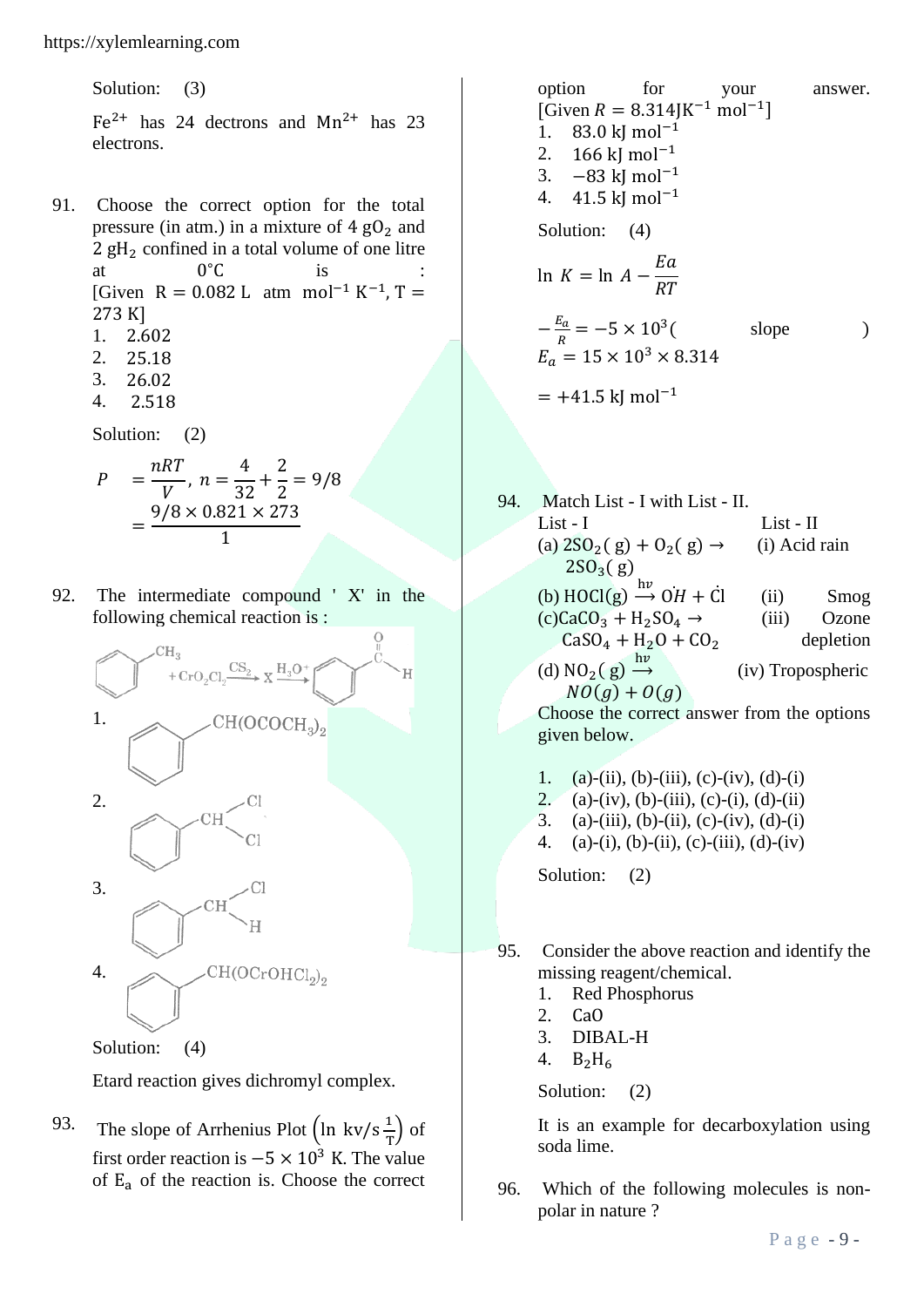Solution: (3)

$Fe^{2+}$ has 24 dectrons and $Mn^{2+}$ has 23 electrons.

91. Choose the correct option for the total pressure (in atm.) in a mixture of $4\ gO_2$ and $2\ gH_2$ confined in a total volume of one litre at $0^{\circ}C$ is : [Given $R = 0.082$ L atm $mol^{-1}\ K^{-1}$, $T = 273$ K]

1. 2.602
2. 25.18
3. 26.02
4. 2.518

Solution: (2)

$$P = \frac{nRT}{V},\ n = \frac{4}{32} + \frac{2}{2} = 9/8$$
$$= \frac{9/8 \times 0.821 \times 273}{1}$$

92. The intermediate compound ' X' in the following chemical reaction is :

Toluene ($C_6H_5CH_3$) $+ CrO_2Cl_2 \xrightarrow{CS_2} X \xrightarrow{H_3O^+}$ Benzaldehyde ($C_6H_5CHO$)

1. $C_6H_5CH(OCOCH_3)_2$
2. $C_6H_5CHCl_2$
3. $C_6H_5CH_2Cl$
4. $C_6H_5CH(OCrOHCl_2)_2$

Solution: (4)

Etard reaction gives dichromyl complex.

93. The slope of Arrhenius Plot $\left(\ln kv/s \frac{1}{T}\right)$ of first order reaction is $-5 \times 10^3$ K. The value of $E_a$ of the reaction is. Choose the correct option for your answer. [Given $R = 8.314 JK^{-1}\ mol^{-1}$]

1. 83.0 kJ $mol^{-1}$
2. 166 kJ $mol^{-1}$
3. $-83$ kJ $mol^{-1}$
4. 41.5 kJ $mol^{-1}$

Solution: (4)

$$\ln K = \ln A - \frac{Ea}{RT}$$

$-\frac{E_a}{R} = -5 \times 10^3$( slope )

$E_a = 15 \times 10^3 \times 8.314$

$= +41.5$ kJ $mol^{-1}$

94. Match List - I with List - II.

| List - I | List - II |
|---|---|
| (a) $2SO_2(g) + O_2(g) \rightarrow 2SO_3(g)$ | (i) Acid rain |
| (b) $HOCl(g) \xrightarrow{h\nu} \dot{O}H + \dot{C}l$ | (ii) Smog |
| (c) $CaCO_3 + H_2SO_4 \rightarrow CaSO_4 + H_2O + CO_2$ | (iii) Ozone depletion |
| (d) $NO_2(g) \xrightarrow{h\nu} NO(g) + O(g)$ | (iv) Tropospheric |

Choose the correct answer from the options given below.

1. (a)-(ii), (b)-(iii), (c)-(iv), (d)-(i)
2. (a)-(iv), (b)-(iii), (c)-(i), (d)-(ii)
3. (a)-(iii), (b)-(ii), (c)-(iv), (d)-(i)
4. (a)-(i), (b)-(ii), (c)-(iii), (d)-(iv)

Solution: (2)

95. Consider the above reaction and identify the missing reagent/chemical.

1. Red Phosphorus
2. CaO
3. DIBAL-H
4. $B_2H_6$

Solution: (2)

It is an example for decarboxylation using soda lime.

96. Which of the following molecules is non-polar in nature ?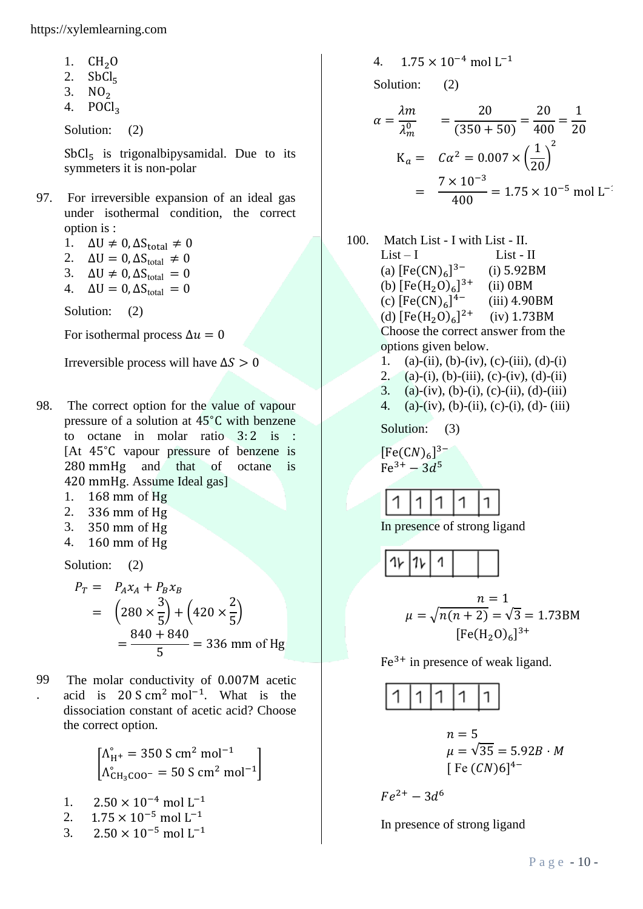1. $CH_2O$
2. $SbCl_5$
3. $NO_2$
4. $POCl_3$

Solution: (2)

$SbCl_5$ is trigonalbipysamidal. Due to its symmeters it is non-polar

97. For irreversible expansion of an ideal gas under isothermal condition, the correct option is :
   1. $\Delta U \neq 0, \Delta S_{total} \neq 0$
   2. $\Delta U = 0, \Delta S_{total} \neq 0$
   3. $\Delta U \neq 0, \Delta S_{total} = 0$
   4. $\Delta U = 0, \Delta S_{total} = 0$

Solution: (2)

For isothermal process $\Delta u = 0$

Irreversible process will have $\Delta S > 0$

98. The correct option for the value of vapour pressure of a solution at 45°C with benzene to octane in molar ratio 3:2 is : [At 45°C vapour pressure of benzene is 280 mmHg and that of octane is 420 mmHg. Assume Ideal gas]
   1. 168 mm of Hg
   2. 336 mm of Hg
   3. 350 mm of Hg
   4. 160 mm of Hg

Solution: (2)

$$P_T = P_A x_A + P_B x_B$$
$$= \left(280 \times \frac{3}{5}\right) + \left(420 \times \frac{2}{5}\right)$$
$$= \frac{840 + 840}{5} = 336 \text{ mm of Hg}$$

99. The molar conductivity of 0.007M acetic acid is $20 \text{ S cm}^2 \text{ mol}^{-1}$. What is the dissociation constant of acetic acid? Choose the correct option.

$$\begin{bmatrix} \Lambda^\circ_{H^+} = 350 \text{ S cm}^2 \text{ mol}^{-1} \\ \Lambda^\circ_{CH_3COO^-} = 50 \text{ S cm}^2 \text{ mol}^{-1} \end{bmatrix}$$

   1. $2.50 \times 10^{-4} \text{ mol L}^{-1}$
   2. $1.75 \times 10^{-5} \text{ mol L}^{-1}$
   3. $2.50 \times 10^{-5} \text{ mol L}^{-1}$
   4. $1.75 \times 10^{-4} \text{ mol L}^{-1}$

Solution: (2)

$$\alpha = \frac{\lambda m}{\lambda_m^0} = \frac{20}{(350 + 50)} = \frac{20}{400} = \frac{1}{20}$$
$$K_a = C\alpha^2 = 0.007 \times \left(\frac{1}{20}\right)^2$$
$$= \frac{7 \times 10^{-3}}{400} = 1.75 \times 10^{-5} \text{ mol L}^{-1}$$

100. Match List - I with List - II.

| List – I | List - II |
|---|---|
| (a) $[Fe(CN)_6]^{3-}$ | (i) 5.92BM |
| (b) $[Fe(H_2O)_6]^{3+}$ | (ii) 0BM |
| (c) $[Fe(CN)_6]^{4-}$ | (iii) 4.90BM |
| (d) $[Fe(H_2O)_6]^{2+}$ | (iv) 1.73BM |

Choose the correct answer from the options given below.
   1. (a)-(ii), (b)-(iv), (c)-(iii), (d)-(i)
   2. (a)-(i), (b)-(iii), (c)-(iv), (d)-(ii)
   3. (a)-(iv), (b)-(i), (c)-(ii), (d)-(iii)
   4. (a)-(iv), (b)-(ii), (c)-(i), (d)- (iii)

Solution: (3)

$[Fe(CN)_6]^{3-}$
$Fe^{3+} - 3d^5$

| ↿ | ↿ | ↿ | ↿ | ↿ |
|---|---|---|---|---|

In presence of strong ligand

| ↿⇂ | ↿⇂ | ↿ | | |
|---|---|---|---|---|

$$n = 1$$
$$\mu = \sqrt{n(n+2)} = \sqrt{3} = 1.73\text{BM}$$

$[Fe(H_2O)_6]^{3+}$

$Fe^{3+}$ in presence of weak ligand.

| ↿ | ↿ | ↿ | ↿ | ↿ |
|---|---|---|---|---|

$$n = 5$$
$$\mu = \sqrt{35} = 5.92B \cdot M$$

$[Fe(CN)6]^{4-}$

$Fe^{2+} - 3d^6$

In presence of strong ligand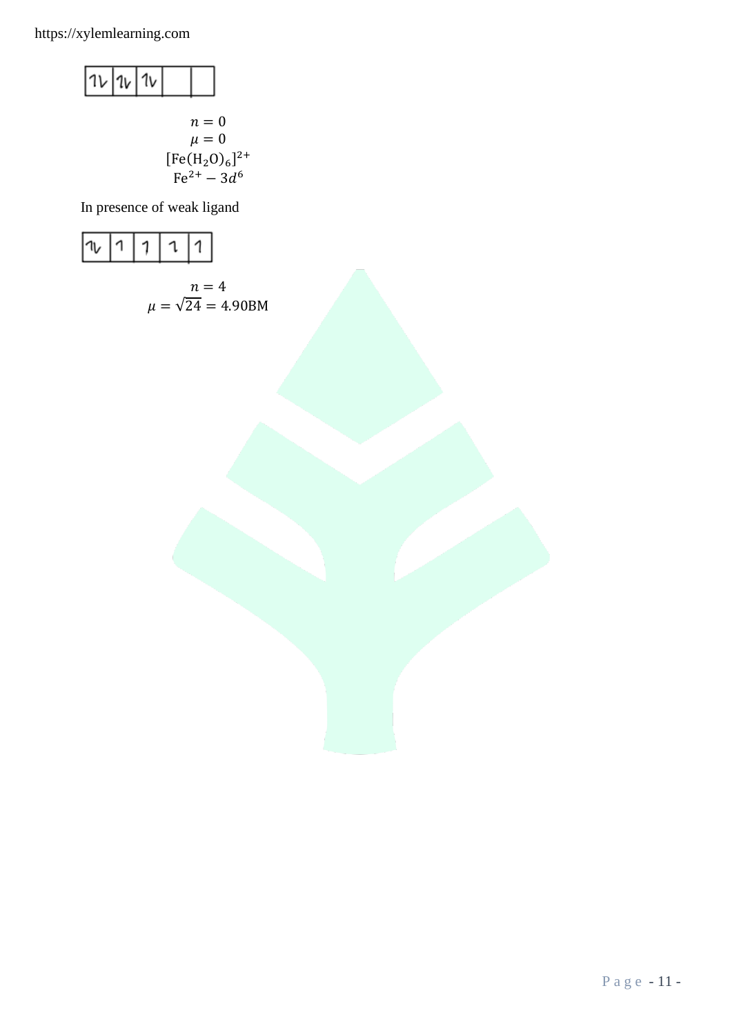| | | | | |
|---|---|---|---|---|
| 1l | 1l | 1l | | |

$n = 0$

$\mu = 0$

$[Fe(H_2O)_6]^{2+}$

$Fe^{2+} - 3d^6$

In presence of weak ligand

| | | | | |
|---|---|---|---|---|
| 1l | 1 | 1 | 1 | 1 |

$n = 4$

$\mu = \sqrt{24} = 4.90BM$